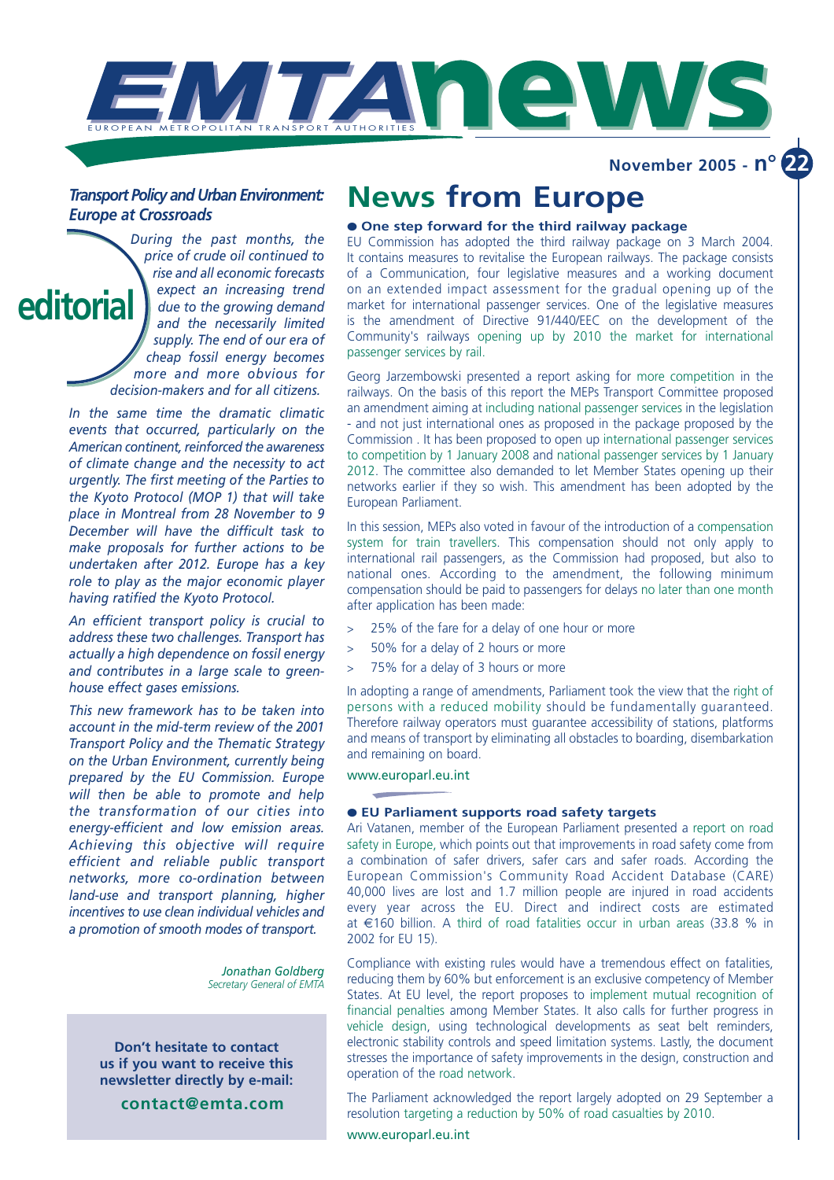# EMTA news

EUROPEAN METROPOLITAN TRANSPORT AUTHORITIES

November 2005 - n° 22

## *Transport Policy and Urban Environment: Europe at Crossroads*

### editorial

*During the past months, the price of crude oil continued to rise and all economic forecasts expect an increasing trend due to the growing demand and the necessarily limited supply. The end of our era of cheap fossil energy becomes more and more obvious for decision-makers and for all citizens.*

*In the same time the dramatic climatic events that occurred, particularly on the American continent, reinforced the awareness of climate change and the necessity to act urgently. The first meeting of the Parties to the Kyoto Protocol (MOP 1) that will take place in Montreal from 28 November to 9 December will have the difficult task to make proposals for further actions to be undertaken after 2012. Europe has a key role to play as the major economic player having ratified the Kyoto Protocol.*

*An efficient transport policy is crucial to address these two challenges. Transport has actually a high dependence on fossil energy and contributes in a large scale to greenhouse effect gases emissions.*

*This new framework has to be taken into account in the mid-term review of the 2001 Transport Policy and the Thematic Strategy on the Urban Environment, currently being prepared by the EU Commission. Europe will then be able to promote and help the transformation of our cities into energy-efficient and low emission areas. Achieving this objective will require efficient and reliable public transport networks, more co-ordination between land-use and transport planning, higher incentives to use clean individual vehicles and a promotion of smooth modes of transport.*

*Jonathan Goldberg*
*Secretary General of EMTA*

**Don't hesitate to contact us if you want to receive this newsletter directly by e-mail:**

**contact@emta.com**

# News from Europe

### ● One step forward for the third railway package

EU Commission has adopted the third railway package on 3 March 2004. It contains measures to revitalise the European railways. The package consists of a Communication, four legislative measures and a working document on an extended impact assessment for the gradual opening up of the market for international passenger services. One of the legislative measures is the amendment of Directive 91/440/EEC on the development of the Community's railways opening up by 2010 the market for international passenger services by rail.

Georg Jarzembowski presented a report asking for more competition in the railways. On the basis of this report the MEPs Transport Committee proposed an amendment aiming at including national passenger services in the legislation - and not just international ones as proposed in the package proposed by the Commission . It has been proposed to open up international passenger services to competition by 1 January 2008 and national passenger services by 1 January 2012. The committee also demanded to let Member States opening up their networks earlier if they so wish. This amendment has been adopted by the European Parliament.

In this session, MEPs also voted in favour of the introduction of a compensation system for train travellers. This compensation should not only apply to international rail passengers, as the Commission had proposed, but also to national ones. According to the amendment, the following minimum compensation should be paid to passengers for delays no later than one month after application has been made:

- 25% of the fare for a delay of one hour or more
- 50% for a delay of 2 hours or more
- 75% for a delay of 3 hours or more

In adopting a range of amendments, Parliament took the view that the right of persons with a reduced mobility should be fundamentally guaranteed. Therefore railway operators must guarantee accessibility of stations, platforms and means of transport by eliminating all obstacles to boarding, disembarkation and remaining on board.

www.europarl.eu.int

### ● EU Parliament supports road safety targets

Ari Vatanen, member of the European Parliament presented a report on road safety in Europe, which points out that improvements in road safety come from a combination of safer drivers, safer cars and safer roads. According the European Commission's Community Road Accident Database (CARE) 40,000 lives are lost and 1.7 million people are injured in road accidents every year across the EU. Direct and indirect costs are estimated at €160 billion. A third of road fatalities occur in urban areas (33.8 % in 2002 for EU 15).

Compliance with existing rules would have a tremendous effect on fatalities, reducing them by 60% but enforcement is an exclusive competency of Member States. At EU level, the report proposes to implement mutual recognition of financial penalties among Member States. It also calls for further progress in vehicle design, using technological developments as seat belt reminders, electronic stability controls and speed limitation systems. Lastly, the document stresses the importance of safety improvements in the design, construction and operation of the road network.

The Parliament acknowledged the report largely adopted on 29 September a resolution targeting a reduction by 50% of road casualties by 2010.

www.europarl.eu.int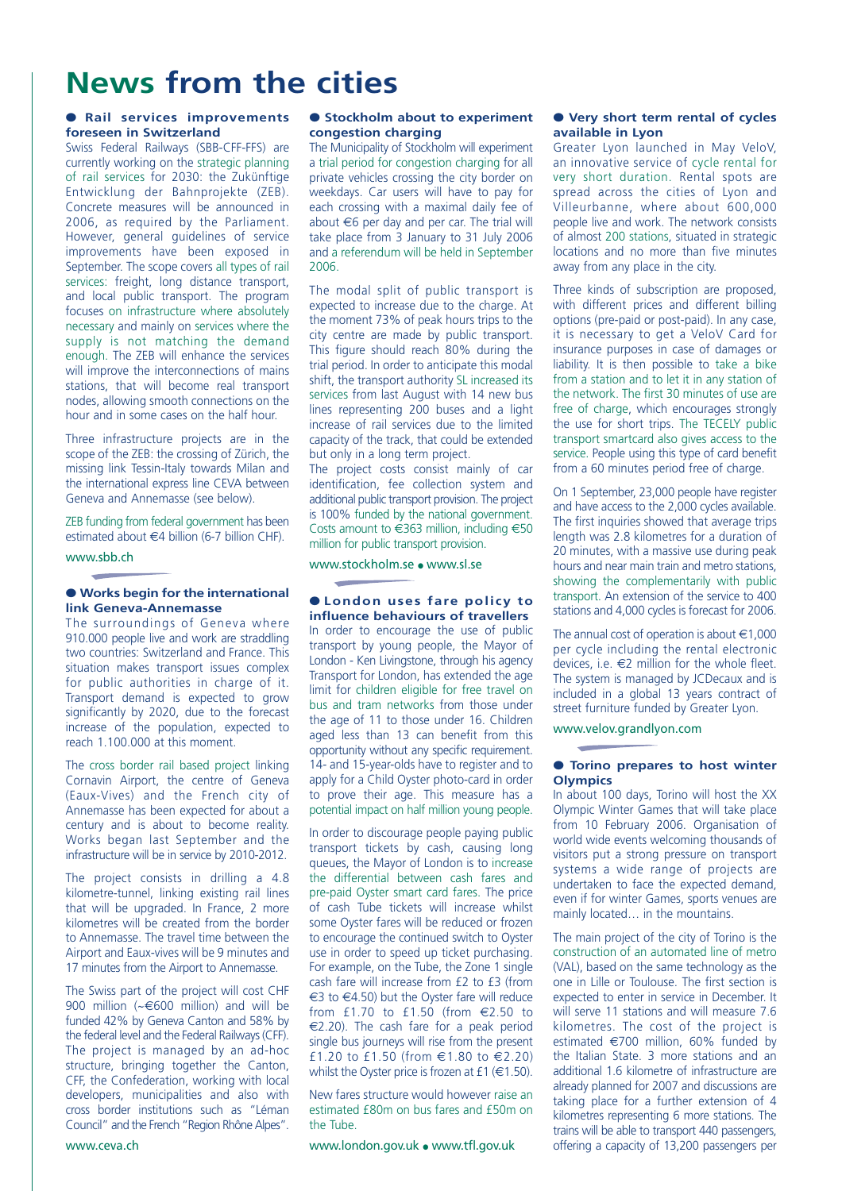# News from the cities

## Rail services improvements foreseen in Switzerland

Swiss Federal Railways (SBB-CFF-FFS) are currently working on the strategic planning of rail services for 2030: the Zukünftige Entwicklung der Bahnprojekte (ZEB). Concrete measures will be announced in 2006, as required by the Parliament. However, general guidelines of service improvements have been exposed in September. The scope covers all types of rail services: freight, long distance transport, and local public transport. The program focuses on infrastructure where absolutely necessary and mainly on services where the supply is not matching the demand enough. The ZEB will enhance the services will improve the interconnections of mains stations, that will become real transport nodes, allowing smooth connections on the hour and in some cases on the half hour.

Three infrastructure projects are in the scope of the ZEB: the crossing of Zürich, the missing link Tessin-Italy towards Milan and the international express line CEVA between Geneva and Annemasse (see below).

ZEB funding from federal government has been estimated about €4 billion (6-7 billion CHF).

www.sbb.ch

## Works begin for the international link Geneva-Annemasse

The surroundings of Geneva where 910.000 people live and work are straddling two countries: Switzerland and France. This situation makes transport issues complex for public authorities in charge of it. Transport demand is expected to grow significantly by 2020, due to the forecast increase of the population, expected to reach 1.100.000 at this moment.

The cross border rail based project linking Cornavin Airport, the centre of Geneva (Eaux-Vives) and the French city of Annemasse has been expected for about a century and is about to become reality. Works began last September and the infrastructure will be in service by 2010-2012.

The project consists in drilling a 4.8 kilometre-tunnel, linking existing rail lines that will be upgraded. In France, 2 more kilometres will be created from the border to Annemasse. The travel time between the Airport and Eaux-vives will be 9 minutes and 17 minutes from the Airport to Annemasse.

The Swiss part of the project will cost CHF 900 million (~€600 million) and will be funded 42% by Geneva Canton and 58% by the federal level and the Federal Railways (CFF). The project is managed by an ad-hoc structure, bringing together the Canton, CFF, the Confederation, working with local developers, municipalities and also with cross border institutions such as "Léman Council" and the French "Region Rhône Alpes".

www.ceva.ch

## Stockholm about to experiment congestion charging

The Municipality of Stockholm will experiment a trial period for congestion charging for all private vehicles crossing the city border on weekdays. Car users will have to pay for each crossing with a maximal daily fee of about €6 per day and per car. The trial will take place from 3 January to 31 July 2006 and a referendum will be held in September 2006.

The modal split of public transport is expected to increase due to the charge. At the moment 73% of peak hours trips to the city centre are made by public transport. This figure should reach 80% during the trial period. In order to anticipate this modal shift, the transport authority SL increased its services from last August with 14 new bus lines representing 200 buses and a light increase of rail services due to the limited capacity of the track, that could be extended but only in a long term project.

The project costs consist mainly of car identification, fee collection system and additional public transport provision. The project is 100% funded by the national government. Costs amount to €363 million, including €50 million for public transport provision.

www.stockholm.se • www.sl.se

## London uses fare policy to influence behaviours of travellers

In order to encourage the use of public transport by young people, the Mayor of London - Ken Livingstone, through his agency Transport for London, has extended the age limit for children eligible for free travel on bus and tram networks from those under the age of 11 to those under 16. Children aged less than 13 can benefit from this opportunity without any specific requirement. 14- and 15-year-olds have to register and to apply for a Child Oyster photo-card in order to prove their age. This measure has a potential impact on half million young people.

In order to discourage people paying public transport tickets by cash, causing long queues, the Mayor of London is to increase the differential between cash fares and pre-paid Oyster smart card fares. The price of cash Tube tickets will increase whilst some Oyster fares will be reduced or frozen to encourage the continued switch to Oyster use in order to speed up ticket purchasing. For example, on the Tube, the Zone 1 single cash fare will increase from £2 to £3 (from €3 to €4.50) but the Oyster fare will reduce from £1.70 to £1.50 (from €2.50 to €2.20). The cash fare for a peak period single bus journeys will rise from the present £1.20 to £1.50 (from €1.80 to €2.20) whilst the Oyster price is frozen at £1 (€1.50).

New fares structure would however raise an estimated £80m on bus fares and £50m on the Tube.

www.london.gov.uk • www.tfl.gov.uk

## Very short term rental of cycles available in Lyon

Greater Lyon launched in May VeloV, an innovative service of cycle rental for very short duration. Rental spots are spread across the cities of Lyon and Villeurbanne, where about 600,000 people live and work. The network consists of almost 200 stations, situated in strategic locations and no more than five minutes away from any place in the city.

Three kinds of subscription are proposed, with different prices and different billing options (pre-paid or post-paid). In any case, it is necessary to get a VeloV Card for insurance purposes in case of damages or liability. It is then possible to take a bike from a station and to let it in any station of the network. The first 30 minutes of use are free of charge, which encourages strongly the use for short trips. The TECELY public transport smartcard also gives access to the service. People using this type of card benefit from a 60 minutes period free of charge.

On 1 September, 23,000 people have register and have access to the 2,000 cycles available. The first inquiries showed that average trips length was 2.8 kilometres for a duration of 20 minutes, with a massive use during peak hours and near main train and metro stations, showing the complementarily with public transport. An extension of the service to 400 stations and 4,000 cycles is forecast for 2006.

The annual cost of operation is about €1,000 per cycle including the rental electronic devices, i.e. €2 million for the whole fleet. The system is managed by JCDecaux and is included in a global 13 years contract of street furniture funded by Greater Lyon.

www.velov.grandlyon.com

## Torino prepares to host winter Olympics

In about 100 days, Torino will host the XX Olympic Winter Games that will take place from 10 February 2006. Organisation of world wide events welcoming thousands of visitors put a strong pressure on transport systems a wide range of projects are undertaken to face the expected demand, even if for winter Games, sports venues are mainly located… in the mountains.

The main project of the city of Torino is the construction of an automated line of metro (VAL), based on the same technology as the one in Lille or Toulouse. The first section is expected to enter in service in December. It will serve 11 stations and will measure 7.6 kilometres. The cost of the project is estimated €700 million, 60% funded by the Italian State. 3 more stations and an additional 1.6 kilometre of infrastructure are already planned for 2007 and discussions are taking place for a further extension of 4 kilometres representing 6 more stations. The trains will be able to transport 440 passengers, offering a capacity of 13,200 passengers per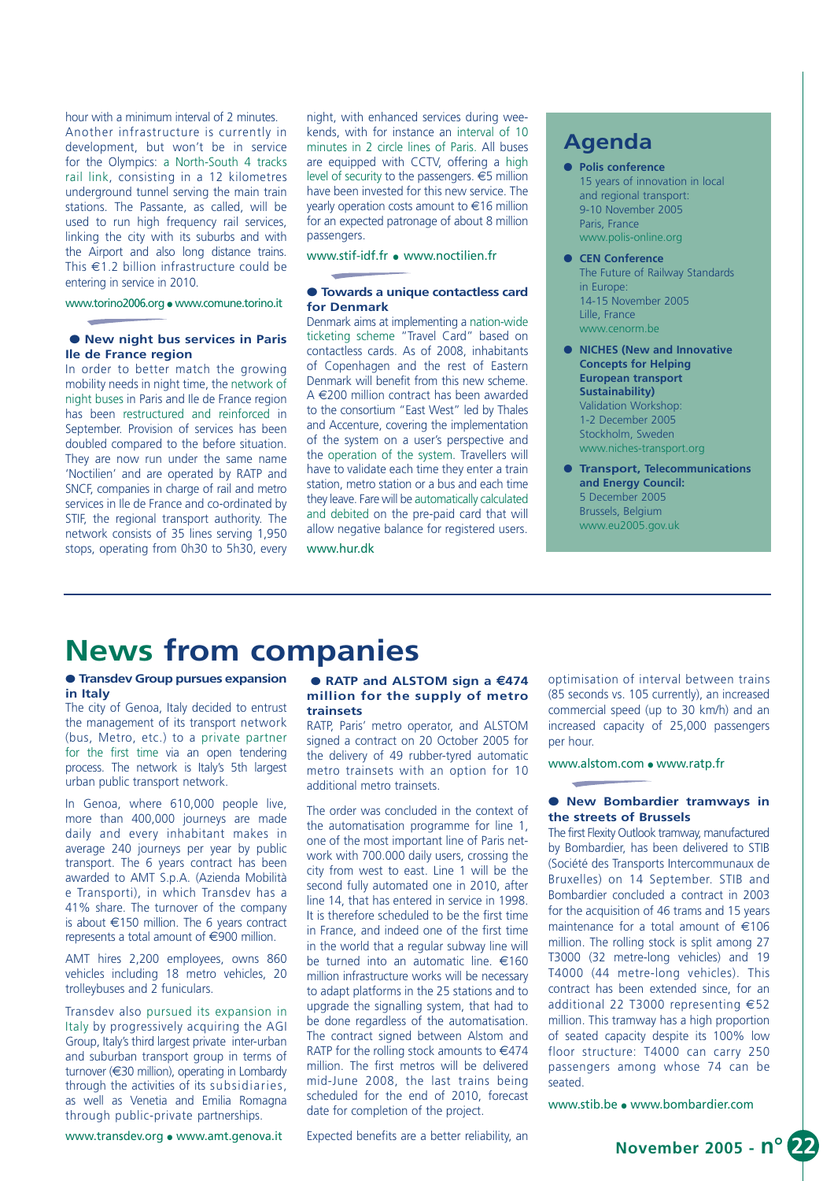hour with a minimum interval of 2 minutes. Another infrastructure is currently in development, but won't be in service for the Olympics: a North-South 4 tracks rail link, consisting in a 12 kilometres underground tunnel serving the main train stations. The Passante, as called, will be used to run high frequency rail services, linking the city with its suburbs and with the Airport and also long distance trains. This €1.2 billion infrastructure could be entering in service in 2010.

www.torino2006.org • www.comune.torino.it

### ● New night bus services in Paris Ile de France region

In order to better match the growing mobility needs in night time, the network of night buses in Paris and Ile de France region has been restructured and reinforced in September. Provision of services has been doubled compared to the before situation. They are now run under the same name 'Noctilien' and are operated by RATP and SNCF, companies in charge of rail and metro services in Ile de France and co-ordinated by STIF, the regional transport authority. The network consists of 35 lines serving 1,950 stops, operating from 0h30 to 5h30, every night, with enhanced services during weekends, with for instance an interval of 10 minutes in 2 circle lines of Paris. All buses are equipped with CCTV, offering a high level of security to the passengers. €5 million have been invested for this new service. The yearly operation costs amount to €16 million for an expected patronage of about 8 million passengers.

www.stif-idf.fr • www.noctilien.fr

### ● Towards a unique contactless card for Denmark

Denmark aims at implementing a nation-wide ticketing scheme "Travel Card" based on contactless cards. As of 2008, inhabitants of Copenhagen and the rest of Eastern Denmark will benefit from this new scheme. A €200 million contract has been awarded to the consortium "East West" led by Thales and Accenture, covering the implementation of the system on a user's perspective and the operation of the system. Travellers will have to validate each time they enter a train station, metro station or a bus and each time they leave. Fare will be automatically calculated and debited on the pre-paid card that will allow negative balance for registered users.

www.hur.dk

## Agenda

- **Polis conference**
  15 years of innovation in local and regional transport:
  9-10 November 2005
  Paris, France
  www.polis-online.org
- **CEN Conference**
  The Future of Railway Standards in Europe:
  14-15 November 2005
  Lille, France
  www.cenorm.be
- **NICHES (New and Innovative Concepts for Helping European transport Sustainability)**
  Validation Workshop:
  1-2 December 2005
  Stockholm, Sweden
  www.niches-transport.org
- **Transport, Telecommunications and Energy Council:**
  5 December 2005
  Brussels, Belgium
  www.eu2005.gov.uk

# News from companies

### ● Transdev Group pursues expansion in Italy

The city of Genoa, Italy decided to entrust the management of its transport network (bus, Metro, etc.) to a private partner for the first time via an open tendering process. The network is Italy's 5th largest urban public transport network.

In Genoa, where 610,000 people live, more than 400,000 journeys are made daily and every inhabitant makes in average 240 journeys per year by public transport. The 6 years contract has been awarded to AMT S.p.A. (Azienda Mobilità e Transporti), in which Transdev has a 41% share. The turnover of the company is about €150 million. The 6 years contract represents a total amount of €900 million.

AMT hires 2,200 employees, owns 860 vehicles including 18 metro vehicles, 20 trolleybuses and 2 funiculars.

Transdev also pursued its expansion in Italy by progressively acquiring the AGI Group, Italy's third largest private inter-urban and suburban transport group in terms of turnover (€30 million), operating in Lombardy through the activities of its subsidiaries, as well as Venetia and Emilia Romagna through public-private partnerships.

www.transdev.org • www.amt.genova.it

### ● RATP and ALSTOM sign a €474 million for the supply of metro trainsets

RATP, Paris' metro operator, and ALSTOM signed a contract on 20 October 2005 for the delivery of 49 rubber-tyred automatic metro trainsets with an option for 10 additional metro trainsets.

The order was concluded in the context of the automatisation programme for line 1, one of the most important line of Paris network with 700.000 daily users, crossing the city from west to east. Line 1 will be the second fully automated one in 2010, after line 14, that has entered in service in 1998. It is therefore scheduled to be the first time in France, and indeed one of the first time in the world that a regular subway line will be turned into an automatic line. €160 million infrastructure works will be necessary to adapt platforms in the 25 stations and to upgrade the signalling system, that had to be done regardless of the automatisation. The contract signed between Alstom and RATP for the rolling stock amounts to €474 million. The first metros will be delivered mid-June 2008, the last trains being scheduled for the end of 2010, forecast date for completion of the project.

Expected benefits are a better reliability, an optimisation of interval between trains (85 seconds vs. 105 currently), an increased commercial speed (up to 30 km/h) and an increased capacity of 25,000 passengers per hour.

www.alstom.com • www.ratp.fr

### ● New Bombardier tramways in the streets of Brussels

The first Flexity Outlook tramway, manufactured by Bombardier, has been delivered to STIB (Société des Transports Intercommunaux de Bruxelles) on 14 September. STIB and Bombardier concluded a contract in 2003 for the acquisition of 46 trams and 15 years maintenance for a total amount of €106 million. The rolling stock is split among 27 T3000 (32 metre-long vehicles) and 19 T4000 (44 metre-long vehicles). This contract has been extended since, for an additional 22 T3000 representing €52 million. This tramway has a high proportion of seated capacity despite its 100% low floor structure: T4000 can carry 250 passengers among whose 74 can be seated.

www.stib.be • www.bombardier.com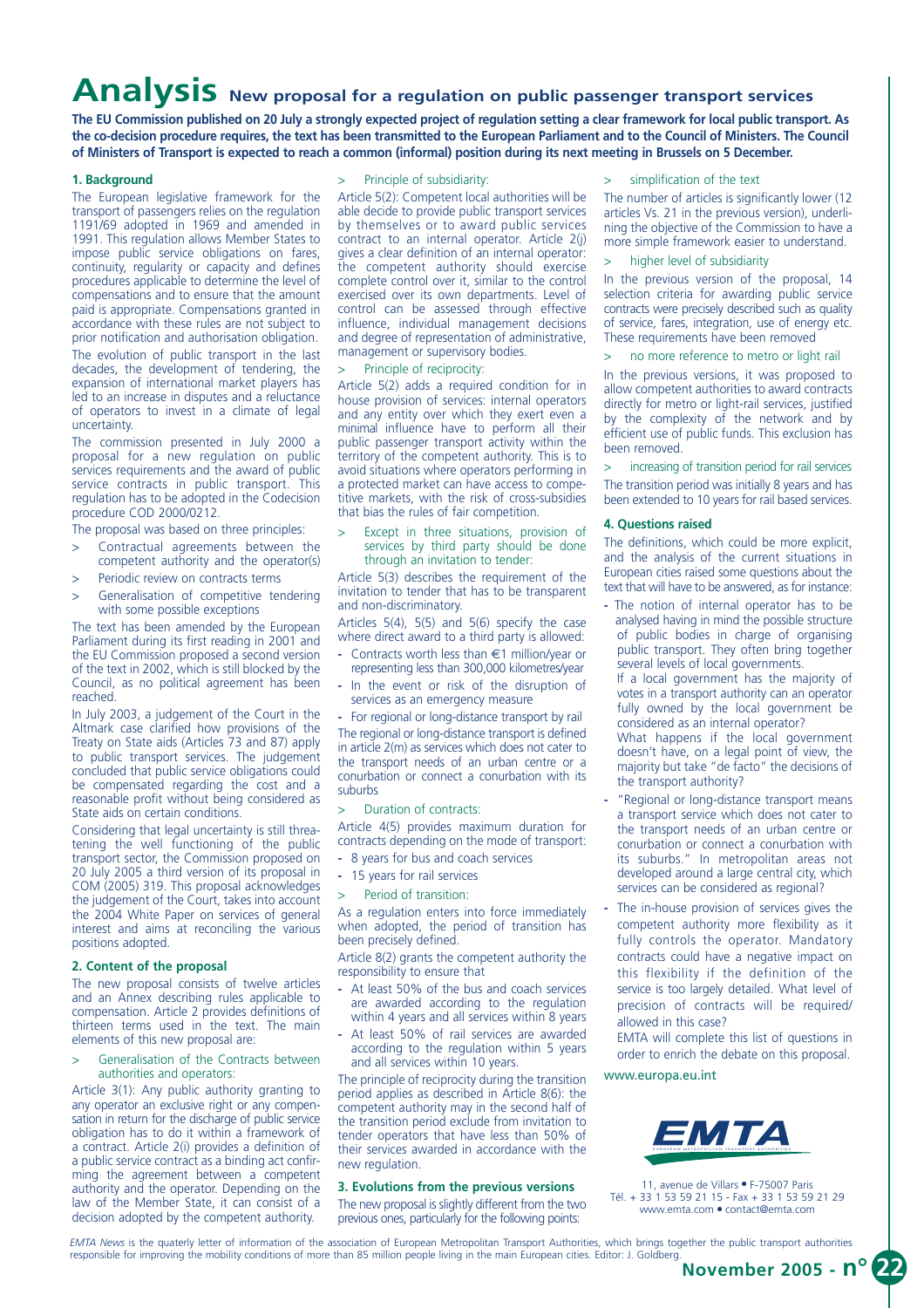# Analysis New proposal for a regulation on public passenger transport services

**The EU Commission published on 20 July a strongly expected project of regulation setting a clear framework for local public transport. As the co-decision procedure requires, the text has been transmitted to the European Parliament and to the Council of Ministers. The Council of Ministers of Transport is expected to reach a common (informal) position during its next meeting in Brussels on 5 December.**

### 1. Background

The European legislative framework for the transport of passengers relies on the regulation 1191/69 adopted in 1969 and amended in 1991. This regulation allows Member States to impose public service obligations on fares, continuity, regularity or capacity and defines procedures applicable to determine the level of compensations and to ensure that the amount paid is appropriate. Compensations granted in accordance with these rules are not subject to prior notification and authorisation obligation.

The evolution of public transport in the last decades, the development of tendering, the expansion of international market players has led to an increase in disputes and a reluctance of operators to invest in a climate of legal uncertainty.

The commission presented in July 2000 a proposal for a new regulation on public services requirements and the award of public service contracts in public transport. This regulation has to be adopted in the Codecision procedure COD 2000/0212.

The proposal was based on three principles:

> Contractual agreements between the competent authority and the operator(s)

> Periodic review on contracts terms

> Generalisation of competitive tendering with some possible exceptions

The text has been amended by the European Parliament during its first reading in 2001 and the EU Commission proposed a second version of the text in 2002, which is still blocked by the Council, as no political agreement has been reached.

In July 2003, a judgement of the Court in the Altmark case clarified how provisions of the Treaty on State aids (Articles 73 and 87) apply to public transport services. The judgement concluded that public service obligations could be compensated regarding the cost and a reasonable profit without being considered as State aids on certain conditions.

Considering that legal uncertainty is still threatening the well functioning of the public transport sector, the Commission proposed on 20 July 2005 a third version of its proposal in COM (2005) 319. This proposal acknowledges the judgement of the Court, takes into account the 2004 White Paper on services of general interest and aims at reconciling the various positions adopted.

### 2. Content of the proposal

The new proposal consists of twelve articles and an Annex describing rules applicable to compensation. Article 2 provides definitions of thirteen terms used in the text. The main elements of this new proposal are:

> Generalisation of the Contracts between authorities and operators:

Article 3(1): Any public authority granting to any operator an exclusive right or any compensation in return for the discharge of public service obligation has to do it within a framework of a contract. Article 2(i) provides a definition of a public service contract as a binding act confirming the agreement between a competent authority and the operator. Depending on the law of the Member State, it can consist of a decision adopted by the competent authority.

> Principle of subsidiarity:

Article 5(2): Competent local authorities will be able decide to provide public transport services by themselves or to award public services contract to an internal operator. Article 2(j) gives a clear definition of an internal operator: the competent authority should exercise complete control over it, similar to the control exercised over its own departments. Level of control can be assessed through effective influence, individual management decisions and degree of representation of administrative, management or supervisory bodies.

> Principle of reciprocity:

Article 5(2) adds a required condition for in house provision of services: internal operators and any entity over which they exert even a minimal influence have to perform all their public passenger transport activity within the territory of the competent authority. This is to avoid situations where operators performing in a protected market can have access to competitive markets, with the risk of cross-subsidies that bias the rules of fair competition.

> Except in three situations, provision of services by third party should be done through an invitation to tender:

Article 5(3) describes the requirement of the invitation to tender that has to be transparent and non-discriminatory.

Articles 5(4), 5(5) and 5(6) specify the case where direct award to a third party is allowed:

- Contracts worth less than €1 million/year or representing less than 300,000 kilometres/year
- In the event or risk of the disruption of services as an emergency measure
- For regional or long-distance transport by rail

The regional or long-distance transport is defined in article 2(m) as services which does not cater to the transport needs of an urban centre or a conurbation or connect a conurbation with its suburbs

> Duration of contracts:

Article 4(5) provides maximum duration for contracts depending on the mode of transport:

- 8 years for bus and coach services
- 15 years for rail services

> Period of transition:

As a regulation enters into force immediately when adopted, the period of transition has been precisely defined.

Article 8(2) grants the competent authority the responsibility to ensure that

- At least 50% of the bus and coach services are awarded according to the regulation within 4 years and all services within 8 years
- At least 50% of rail services are awarded according to the regulation within 5 years and all services within 10 years.

The principle of reciprocity during the transition period applies as described in Article 8(6): the competent authority may in the second half of the transition period exclude from invitation to tender operators that have less than 50% of their services awarded in accordance with the new regulation.

### 3. Evolutions from the previous versions

The new proposal is slightly different from the two previous ones, particularly for the following points:

> simplification of the text

The number of articles is significantly lower (12 articles Vs. 21 in the previous version), underlining the objective of the Commission to have a more simple framework easier to understand.

> higher level of subsidiarity

In the previous version of the proposal, 14 selection criteria for awarding public service contracts were precisely described such as quality of service, fares, integration, use of energy etc. These requirements have been removed

> no more reference to metro or light rail

In the previous versions, it was proposed to allow competent authorities to award contracts directly for metro or light-rail services, justified by the complexity of the network and by efficient use of public funds. This exclusion has been removed.

> increasing of transition period for rail services

The transition period was initially 8 years and has been extended to 10 years for rail based services.

### 4. Questions raised

The definitions, which could be more explicit, and the analysis of the current situations in European cities raised some questions about the text that will have to be answered, as for instance:

- The notion of internal operator has to be analysed having in mind the possible structure of public bodies in charge of organising public transport. They often bring together several levels of local governments.
  If a local government has the majority of votes in a transport authority can an operator fully owned by the local government be considered as an internal operator?
  What happens if the local government doesn't have, on a legal point of view, the majority but take "de facto" the decisions of the transport authority?
- "Regional or long-distance transport means a transport service which does not cater to the transport needs of an urban centre or conurbation or connect a conurbation with its suburbs." In metropolitan areas not developed around a large central city, which services can be considered as regional?
- The in-house provision of services gives the competent authority more flexibility as it fully controls the operator. Mandatory contracts could have a negative impact on this flexibility if the definition of the service is too largely detailed. What level of precision of contracts will be required/ allowed in this case?
  EMTA will complete this list of questions in order to enrich the debate on this proposal.

www.europa.eu.int

EMTA
EUROPEAN METROPOLITAN TRANSPORT AUTHORITIES

11, avenue de Villars • F-75007 Paris
Tél. + 33 1 53 59 21 15 - Fax + 33 1 53 59 21 29
www.emta.com • contact@emta.com

*EMTA News* is the quaterly letter of information of the association of European Metropolitan Transport Authorities, which brings together the public transport authorities responsible for improving the mobility conditions of more than 85 million people living in the main European cities. Editor: J. Goldberg.

**November 2005 - n° 22**